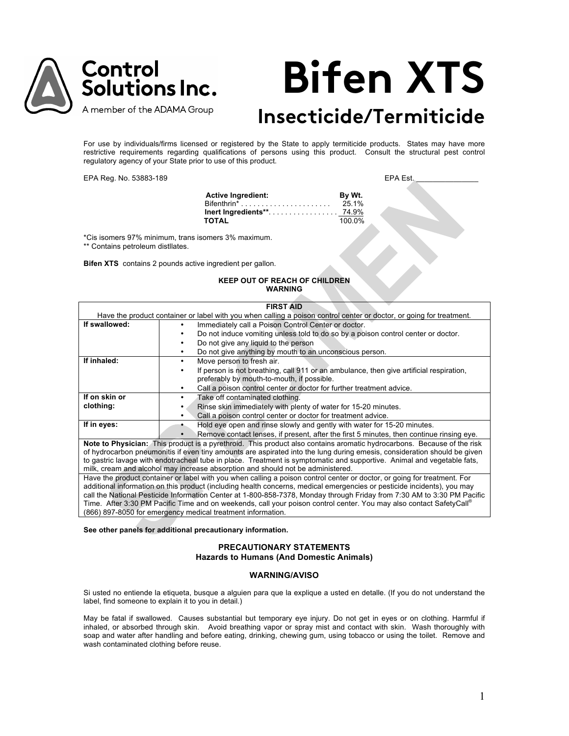Control Solutions Inc.
A member of the ADAMA Group

# Bifen XTS

## Insecticide/Termiticide

For use by individuals/firms licensed or registered by the State to apply termiticide products. States may have more restrictive requirements regarding qualifications of persons using this product. Consult the structural pest control regulatory agency of your State prior to use of this product.

EPA Reg. No. 53883-189 EPA Est. _______________

| **Active Ingredient:** | **By Wt.** |
|---|---|
| Bifenthrin* | 25.1% |
| **Inert Ingredients**** | 74.9% |
| **TOTAL** | 100.0% |

*Cis isomers 97% minimum, trans isomers 3% maximum.
** Contains petroleum distllates.

**Bifen XTS** contains 2 pounds active ingredient per gallon.

**KEEP OUT OF REACH OF CHILDREN**
**WARNING**

| **FIRST AID** | |
|---|---|
| Have the product container or label with you when calling a poison control center or doctor, or going for treatment. | |
| **If swallowed:** | • Immediately call a Poison Control Center or doctor.<br>• Do not induce vomiting unless told to do so by a poison control center or doctor.<br>• Do not give any liquid to the person<br>• Do not give anything by mouth to an unconscious person. |
| **If inhaled:** | • Move person to fresh air.<br>• If person is not breathing, call 911 or an ambulance, then give artificial respiration, preferably by mouth-to-mouth, if possible.<br>• Call a poison control center or doctor for further treatment advice. |
| **If on skin or clothing:** | • Take off contaminated clothing.<br>• Rinse skin immediately with plenty of water for 15-20 minutes.<br>• Call a poison control center or doctor for treatment advice. |
| **If in eyes:** | • Hold eye open and rinse slowly and gently with water for 15-20 minutes.<br>• Remove contact lenses, if present, after the first 5 minutes, then continue rinsing eye. |
| **Note to Physician:** This product is a pyrethroid. This product also contains aromatic hydrocarbons. Because of the risk of hydrocarbon pneumonitis if even tiny amounts are aspirated into the lung during emesis, consideration should be given to gastric lavage with endotracheal tube in place. Treatment is symptomatic and supportive. Animal and vegetable fats, milk, cream and alcohol may increase absorption and should not be administered. | |
| Have the product container or label with you when calling a poison control center or doctor, or going for treatment. For additional information on this product (including health concerns, medical emergencies or pesticide incidents), you may call the National Pesticide Information Center at 1-800-858-7378, Monday through Friday from 7:30 AM to 3:30 PM Pacific Time. After 3:30 PM Pacific Time and on weekends, call your poison control center. You may also contact SafetyCall® (866) 897-8050 for emergency medical treatment information. | |

**See other panels for additional precautionary information.**

### PRECAUTIONARY STATEMENTS
### Hazards to Humans (And Domestic Animals)

**WARNING/AVISO**

Si usted no entiende la etiqueta, busque a alguien para que la explique a usted en detalle. (If you do not understand the label, find someone to explain it to you in detail.)

May be fatal if swallowed. Causes substantial but temporary eye injury. Do not get in eyes or on clothing. Harmful if inhaled, or absorbed through skin. Avoid breathing vapor or spray mist and contact with skin. Wash thoroughly with soap and water after handling and before eating, drinking, chewing gum, using tobacco or using the toilet. Remove and wash contaminated clothing before reuse.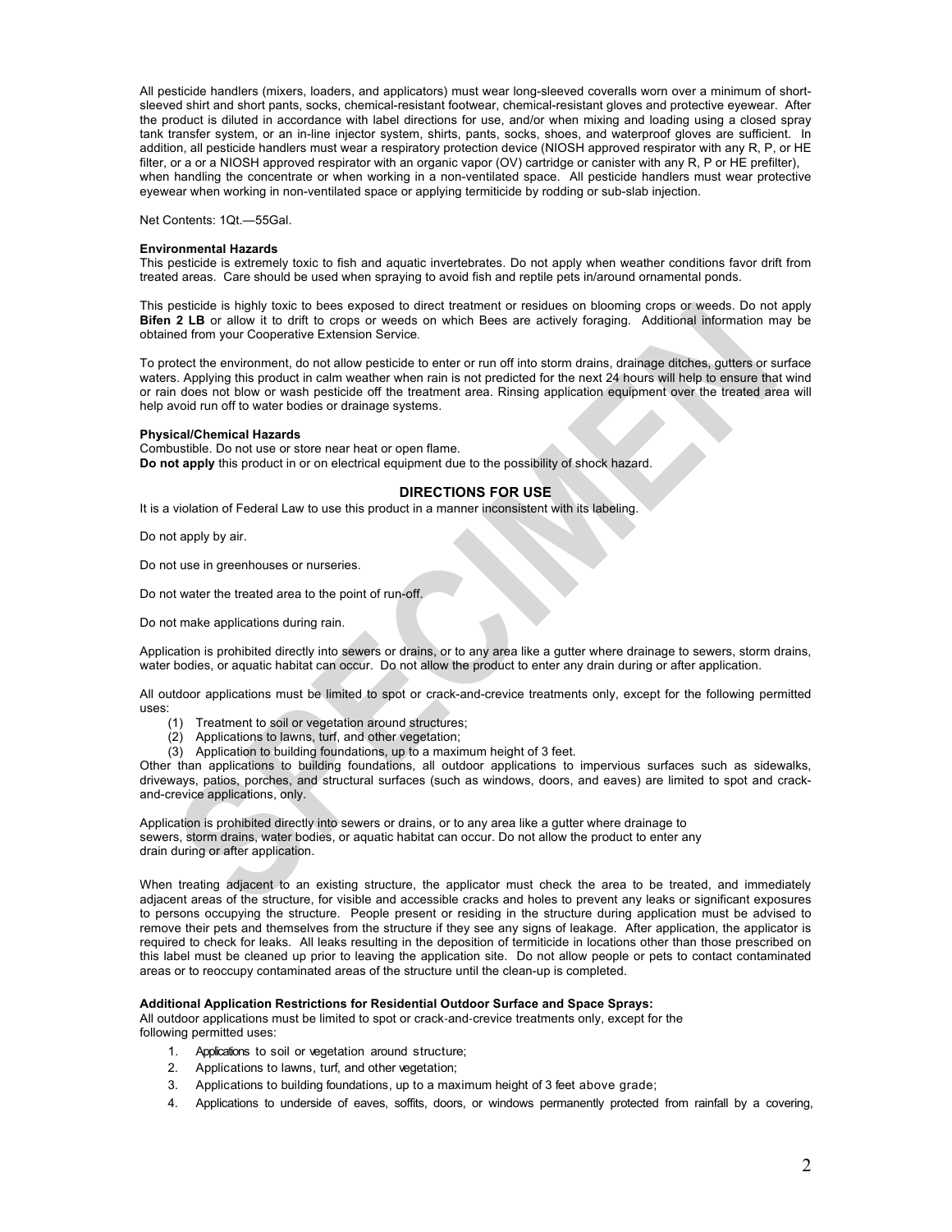All pesticide handlers (mixers, loaders, and applicators) must wear long-sleeved coveralls worn over a minimum of short-sleeved shirt and short pants, socks, chemical-resistant footwear, chemical-resistant gloves and protective eyewear. After the product is diluted in accordance with label directions for use, and/or when mixing and loading using a closed spray tank transfer system, or an in-line injector system, shirts, pants, socks, shoes, and waterproof gloves are sufficient. In addition, all pesticide handlers must wear a respiratory protection device (NIOSH approved respirator with any R, P, or HE filter, or a or a NIOSH approved respirator with an organic vapor (OV) cartridge or canister with any R, P or HE prefilter), when handling the concentrate or when working in a non-ventilated space. All pesticide handlers must wear protective eyewear when working in non-ventilated space or applying termiticide by rodding or sub-slab injection.

Net Contents: 1Qt.—55Gal.

**Environmental Hazards**
This pesticide is extremely toxic to fish and aquatic invertebrates. Do not apply when weather conditions favor drift from treated areas. Care should be used when spraying to avoid fish and reptile pets in/around ornamental ponds.

This pesticide is highly toxic to bees exposed to direct treatment or residues on blooming crops or weeds. Do not apply **Bifen 2 LB** or allow it to drift to crops or weeds on which Bees are actively foraging. Additional information may be obtained from your Cooperative Extension Service.

To protect the environment, do not allow pesticide to enter or run off into storm drains, drainage ditches, gutters or surface waters. Applying this product in calm weather when rain is not predicted for the next 24 hours will help to ensure that wind or rain does not blow or wash pesticide off the treatment area. Rinsing application equipment over the treated area will help avoid run off to water bodies or drainage systems.

**Physical/Chemical Hazards**
Combustible. Do not use or store near heat or open flame.
**Do not apply** this product in or on electrical equipment due to the possibility of shock hazard.

## DIRECTIONS FOR USE

It is a violation of Federal Law to use this product in a manner inconsistent with its labeling.

Do not apply by air.

Do not use in greenhouses or nurseries.

Do not water the treated area to the point of run-off.

Do not make applications during rain.

Application is prohibited directly into sewers or drains, or to any area like a gutter where drainage to sewers, storm drains, water bodies, or aquatic habitat can occur. Do not allow the product to enter any drain during or after application.

All outdoor applications must be limited to spot or crack-and-crevice treatments only, except for the following permitted uses:

(1) Treatment to soil or vegetation around structures;
(2) Applications to lawns, turf, and other vegetation;
(3) Application to building foundations, up to a maximum height of 3 feet.

Other than applications to building foundations, all outdoor applications to impervious surfaces such as sidewalks, driveways, patios, porches, and structural surfaces (such as windows, doors, and eaves) are limited to spot and crack-and-crevice applications, only.

Application is prohibited directly into sewers or drains, or to any area like a gutter where drainage to sewers, storm drains, water bodies, or aquatic habitat can occur. Do not allow the product to enter any drain during or after application.

When treating adjacent to an existing structure, the applicator must check the area to be treated, and immediately adjacent areas of the structure, for visible and accessible cracks and holes to prevent any leaks or significant exposures to persons occupying the structure. People present or residing in the structure during application must be advised to remove their pets and themselves from the structure if they see any signs of leakage. After application, the applicator is required to check for leaks. All leaks resulting in the deposition of termiticide in locations other than those prescribed on this label must be cleaned up prior to leaving the application site. Do not allow people or pets to contact contaminated areas or to reoccupy contaminated areas of the structure until the clean-up is completed.

**Additional Application Restrictions for Residential Outdoor Surface and Space Sprays:**
All outdoor applications must be limited to spot or crack-and-crevice treatments only, except for the following permitted uses:

1. Applications to soil or vegetation around structure;
2. Applications to lawns, turf, and other vegetation;
3. Applications to building foundations, up to a maximum height of 3 feet above grade;
4. Applications to underside of eaves, soffits, doors, or windows permanently protected from rainfall by a covering,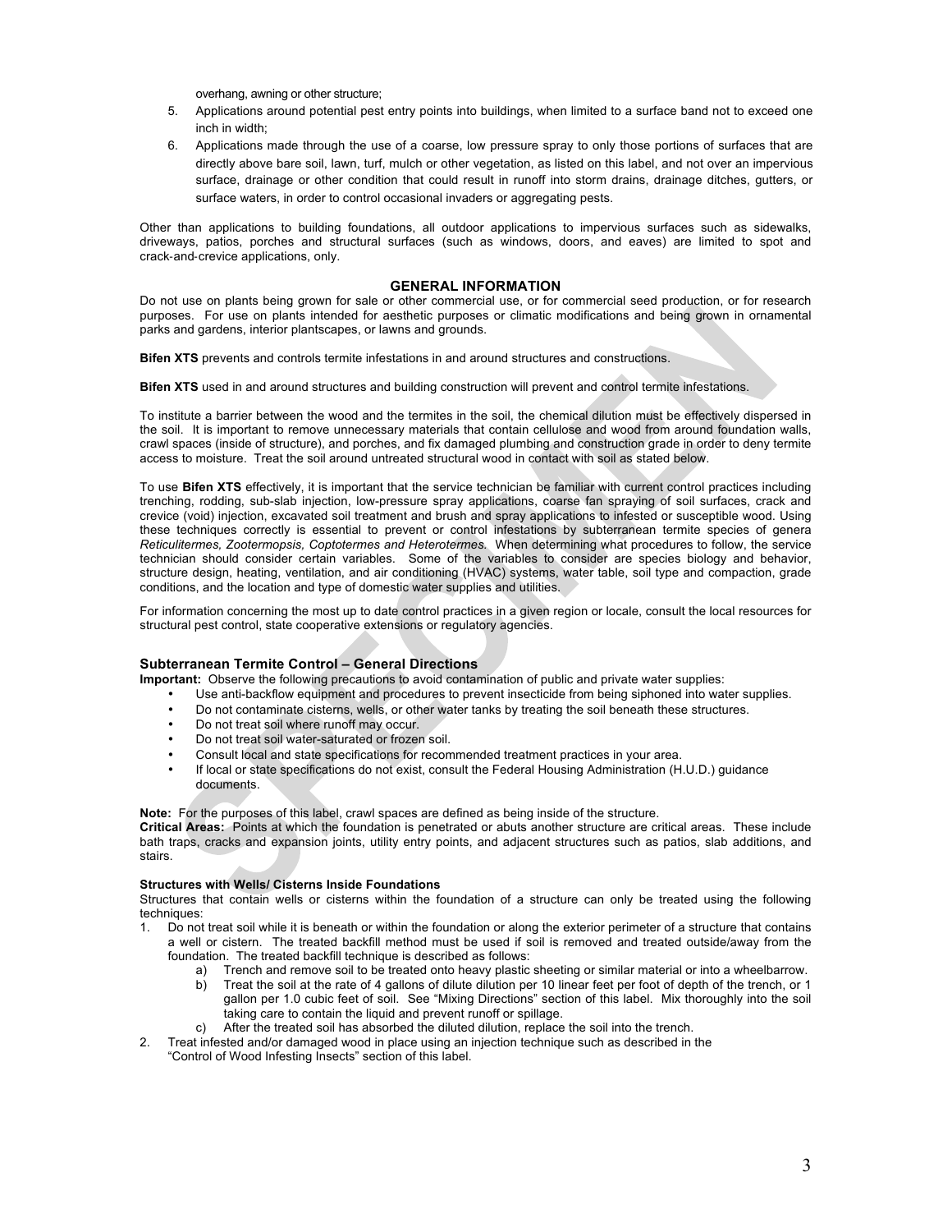overhang, awning or other structure;

5. Applications around potential pest entry points into buildings, when limited to a surface band not to exceed one inch in width;
6. Applications made through the use of a coarse, low pressure spray to only those portions of surfaces that are directly above bare soil, lawn, turf, mulch or other vegetation, as listed on this label, and not over an impervious surface, drainage or other condition that could result in runoff into storm drains, drainage ditches, gutters, or surface waters, in order to control occasional invaders or aggregating pests.

Other than applications to building foundations, all outdoor applications to impervious surfaces such as sidewalks, driveways, patios, porches and structural surfaces (such as windows, doors, and eaves) are limited to spot and crack-and-crevice applications, only.

## GENERAL INFORMATION

Do not use on plants being grown for sale or other commercial use, or for commercial seed production, or for research purposes. For use on plants intended for aesthetic purposes or climatic modifications and being grown in ornamental parks and gardens, interior plantscapes, or lawns and grounds.

**Bifen XTS** prevents and controls termite infestations in and around structures and constructions.

**Bifen XTS** used in and around structures and building construction will prevent and control termite infestations.

To institute a barrier between the wood and the termites in the soil, the chemical dilution must be effectively dispersed in the soil. It is important to remove unnecessary materials that contain cellulose and wood from around foundation walls, crawl spaces (inside of structure), and porches, and fix damaged plumbing and construction grade in order to deny termite access to moisture. Treat the soil around untreated structural wood in contact with soil as stated below.

To use **Bifen XTS** effectively, it is important that the service technician be familiar with current control practices including trenching, rodding, sub-slab injection, low-pressure spray applications, coarse fan spraying of soil surfaces, crack and crevice (void) injection, excavated soil treatment and brush and spray applications to infested or susceptible wood. Using these techniques correctly is essential to prevent or control infestations by subterranean termite species of genera *Reticulitermes, Zootermopsis, Coptotermes and Heterotermes*. When determining what procedures to follow, the service technician should consider certain variables. Some of the variables to consider are species biology and behavior, structure design, heating, ventilation, and air conditioning (HVAC) systems, water table, soil type and compaction, grade conditions, and the location and type of domestic water supplies and utilities.

For information concerning the most up to date control practices in a given region or locale, consult the local resources for structural pest control, state cooperative extensions or regulatory agencies.

### Subterranean Termite Control – General Directions

**Important:** Observe the following precautions to avoid contamination of public and private water supplies:

- Use anti-backflow equipment and procedures to prevent insecticide from being siphoned into water supplies.
- Do not contaminate cisterns, wells, or other water tanks by treating the soil beneath these structures.
- Do not treat soil where runoff may occur.
- Do not treat soil water-saturated or frozen soil.
- Consult local and state specifications for recommended treatment practices in your area.
- If local or state specifications do not exist, consult the Federal Housing Administration (H.U.D.) guidance documents.

**Note:** For the purposes of this label, crawl spaces are defined as being inside of the structure.

**Critical Areas:** Points at which the foundation is penetrated or abuts another structure are critical areas. These include bath traps, cracks and expansion joints, utility entry points, and adjacent structures such as patios, slab additions, and stairs.

#### Structures with Wells/ Cisterns Inside Foundations

Structures that contain wells or cisterns within the foundation of a structure can only be treated using the following techniques:

1. Do not treat soil while it is beneath or within the foundation or along the exterior perimeter of a structure that contains a well or cistern. The treated backfill method must be used if soil is removed and treated outside/away from the foundation. The treated backfill technique is described as follows:
   a) Trench and remove soil to be treated onto heavy plastic sheeting or similar material or into a wheelbarrow.
   b) Treat the soil at the rate of 4 gallons of dilute dilution per 10 linear feet per foot of depth of the trench, or 1 gallon per 1.0 cubic feet of soil. See "Mixing Directions" section of this label. Mix thoroughly into the soil taking care to contain the liquid and prevent runoff or spillage.
   c) After the treated soil has absorbed the diluted dilution, replace the soil into the trench.
2. Treat infested and/or damaged wood in place using an injection technique such as described in the "Control of Wood Infesting Insects" section of this label.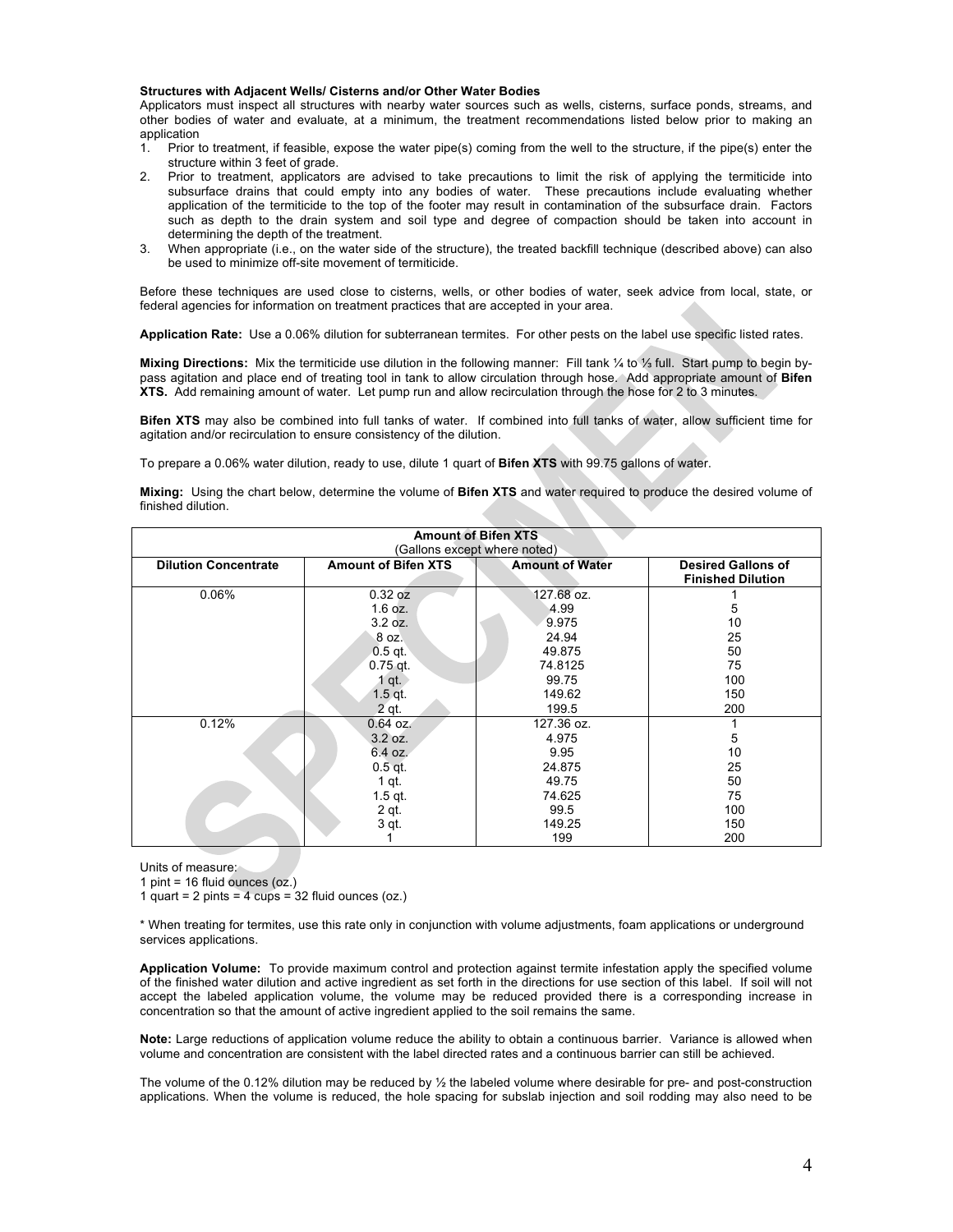**Structures with Adjacent Wells/ Cisterns and/or Other Water Bodies**
Applicators must inspect all structures with nearby water sources such as wells, cisterns, surface ponds, streams, and other bodies of water and evaluate, at a minimum, the treatment recommendations listed below prior to making an application

1. Prior to treatment, if feasible, expose the water pipe(s) coming from the well to the structure, if the pipe(s) enter the structure within 3 feet of grade.
2. Prior to treatment, applicators are advised to take precautions to limit the risk of applying the termiticide into subsurface drains that could empty into any bodies of water. These precautions include evaluating whether application of the termiticide to the top of the footer may result in contamination of the subsurface drain. Factors such as depth to the drain system and soil type and degree of compaction should be taken into account in determining the depth of the treatment.
3. When appropriate (i.e., on the water side of the structure), the treated backfill technique (described above) can also be used to minimize off-site movement of termiticide.

Before these techniques are used close to cisterns, wells, or other bodies of water, seek advice from local, state, or federal agencies for information on treatment practices that are accepted in your area.

**Application Rate:** Use a 0.06% dilution for subterranean termites. For other pests on the label use specific listed rates.

**Mixing Directions:** Mix the termiticide use dilution in the following manner: Fill tank ¼ to ⅓ full. Start pump to begin by-pass agitation and place end of treating tool in tank to allow circulation through hose. Add appropriate amount of **Bifen XTS.** Add remaining amount of water. Let pump run and allow recirculation through the hose for 2 to 3 minutes.

**Bifen XTS** may also be combined into full tanks of water. If combined into full tanks of water, allow sufficient time for agitation and/or recirculation to ensure consistency of the dilution.

To prepare a 0.06% water dilution, ready to use, dilute 1 quart of **Bifen XTS** with 99.75 gallons of water.

**Mixing:** Using the chart below, determine the volume of **Bifen XTS** and water required to produce the desired volume of finished dilution.

| Amount of Bifen XTS (Gallons except where noted) | | | |
|---|---|---|---|
| **Dilution Concentrate** | **Amount of Bifen XTS** | **Amount of Water** | **Desired Gallons of Finished Dilution** |
| 0.06% | 0.32 oz | 127.68 oz. | 1 |
| | 1.6 oz. | 4.99 | 5 |
| | 3.2 oz. | 9.975 | 10 |
| | 8 oz. | 24.94 | 25 |
| | 0.5 qt. | 49.875 | 50 |
| | 0.75 qt. | 74.8125 | 75 |
| | 1 qt. | 99.75 | 100 |
| | 1.5 qt. | 149.62 | 150 |
| | 2 qt. | 199.5 | 200 |
| 0.12% | 0.64 oz. | 127.36 oz. | 1 |
| | 3.2 oz. | 4.975 | 5 |
| | 6.4 oz. | 9.95 | 10 |
| | 0.5 qt. | 24.875 | 25 |
| | 1 qt. | 49.75 | 50 |
| | 1.5 qt. | 74.625 | 75 |
| | 2 qt. | 99.5 | 100 |
| | 3 qt. | 149.25 | 150 |
| | 1 | 199 | 200 |

Units of measure:
1 pint = 16 fluid ounces (oz.)
1 quart = 2 pints = 4 cups = 32 fluid ounces (oz.)

* When treating for termites, use this rate only in conjunction with volume adjustments, foam applications or underground services applications.

**Application Volume:** To provide maximum control and protection against termite infestation apply the specified volume of the finished water dilution and active ingredient as set forth in the directions for use section of this label. If soil will not accept the labeled application volume, the volume may be reduced provided there is a corresponding increase in concentration so that the amount of active ingredient applied to the soil remains the same.

**Note:** Large reductions of application volume reduce the ability to obtain a continuous barrier. Variance is allowed when volume and concentration are consistent with the label directed rates and a continuous barrier can still be achieved.

The volume of the 0.12% dilution may be reduced by ½ the labeled volume where desirable for pre- and post-construction applications. When the volume is reduced, the hole spacing for subslab injection and soil rodding may also need to be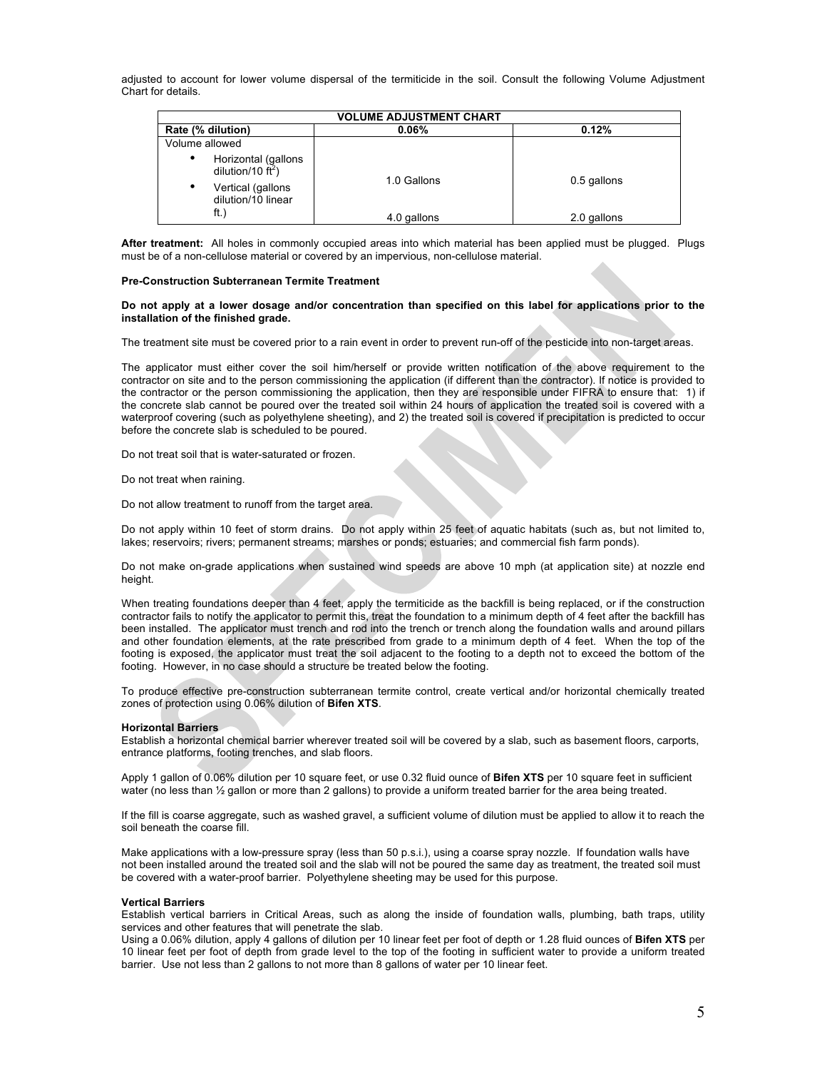adjusted to account for lower volume dispersal of the termiticide in the soil. Consult the following Volume Adjustment Chart for details.

| VOLUME ADJUSTMENT CHART | | |
|---|---|---|
| Rate (% dilution) | 0.06% | 0.12% |
| Volume allowed | | |
| • Horizontal (gallons dilution/10 $ft^2$) | 1.0 Gallons | 0.5 gallons |
| • Vertical (gallons dilution/10 linear ft.) | 4.0 gallons | 2.0 gallons |

**After treatment:** All holes in commonly occupied areas into which material has been applied must be plugged. Plugs must be of a non-cellulose material or covered by an impervious, non-cellulose material.

**Pre-Construction Subterranean Termite Treatment**

**Do not apply at a lower dosage and/or concentration than specified on this label for applications prior to the installation of the finished grade.**

The treatment site must be covered prior to a rain event in order to prevent run-off of the pesticide into non-target areas.

The applicator must either cover the soil him/herself or provide written notification of the above requirement to the contractor on site and to the person commissioning the application (if different than the contractor). If notice is provided to the contractor or the person commissioning the application, then they are responsible under FIFRA to ensure that: 1) if the concrete slab cannot be poured over the treated soil within 24 hours of application the treated soil is covered with a waterproof covering (such as polyethylene sheeting), and 2) the treated soil is covered if precipitation is predicted to occur before the concrete slab is scheduled to be poured.

Do not treat soil that is water-saturated or frozen.

Do not treat when raining.

Do not allow treatment to runoff from the target area.

Do not apply within 10 feet of storm drains. Do not apply within 25 feet of aquatic habitats (such as, but not limited to, lakes; reservoirs; rivers; permanent streams; marshes or ponds; estuaries; and commercial fish farm ponds).

Do not make on-grade applications when sustained wind speeds are above 10 mph (at application site) at nozzle end height.

When treating foundations deeper than 4 feet, apply the termiticide as the backfill is being replaced, or if the construction contractor fails to notify the applicator to permit this, treat the foundation to a minimum depth of 4 feet after the backfill has been installed. The applicator must trench and rod into the trench or trench along the foundation walls and around pillars and other foundation elements, at the rate prescribed from grade to a minimum depth of 4 feet. When the top of the footing is exposed, the applicator must treat the soil adjacent to the footing to a depth not to exceed the bottom of the footing. However, in no case should a structure be treated below the footing.

To produce effective pre-construction subterranean termite control, create vertical and/or horizontal chemically treated zones of protection using 0.06% dilution of **Bifen XTS**.

**Horizontal Barriers**

Establish a horizontal chemical barrier wherever treated soil will be covered by a slab, such as basement floors, carports, entrance platforms, footing trenches, and slab floors.

Apply 1 gallon of 0.06% dilution per 10 square feet, or use 0.32 fluid ounce of **Bifen XTS** per 10 square feet in sufficient water (no less than ½ gallon or more than 2 gallons) to provide a uniform treated barrier for the area being treated.

If the fill is coarse aggregate, such as washed gravel, a sufficient volume of dilution must be applied to allow it to reach the soil beneath the coarse fill.

Make applications with a low-pressure spray (less than 50 p.s.i.), using a coarse spray nozzle. If foundation walls have not been installed around the treated soil and the slab will not be poured the same day as treatment, the treated soil must be covered with a water-proof barrier. Polyethylene sheeting may be used for this purpose.

**Vertical Barriers**

Establish vertical barriers in Critical Areas, such as along the inside of foundation walls, plumbing, bath traps, utility services and other features that will penetrate the slab.

Using a 0.06% dilution, apply 4 gallons of dilution per 10 linear feet per foot of depth or 1.28 fluid ounces of **Bifen XTS** per 10 linear feet per foot of depth from grade level to the top of the footing in sufficient water to provide a uniform treated barrier. Use not less than 2 gallons to not more than 8 gallons of water per 10 linear feet.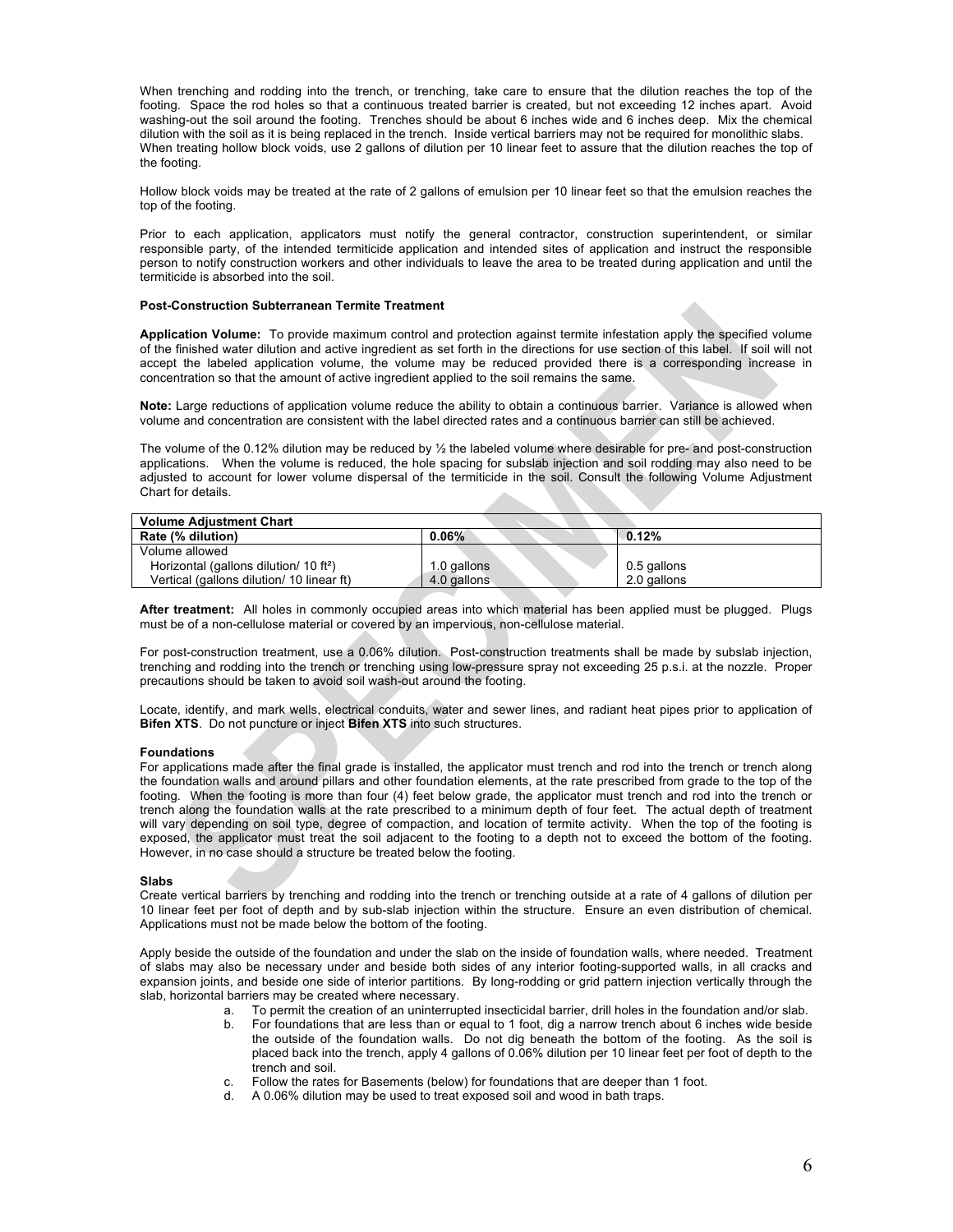When trenching and rodding into the trench, or trenching, take care to ensure that the dilution reaches the top of the footing. Space the rod holes so that a continuous treated barrier is created, but not exceeding 12 inches apart. Avoid washing-out the soil around the footing. Trenches should be about 6 inches wide and 6 inches deep. Mix the chemical dilution with the soil as it is being replaced in the trench. Inside vertical barriers may not be required for monolithic slabs. When treating hollow block voids, use 2 gallons of dilution per 10 linear feet to assure that the dilution reaches the top of the footing.

Hollow block voids may be treated at the rate of 2 gallons of emulsion per 10 linear feet so that the emulsion reaches the top of the footing.

Prior to each application, applicators must notify the general contractor, construction superintendent, or similar responsible party, of the intended termiticide application and intended sites of application and instruct the responsible person to notify construction workers and other individuals to leave the area to be treated during application and until the termiticide is absorbed into the soil.

**Post-Construction Subterranean Termite Treatment**

**Application Volume:** To provide maximum control and protection against termite infestation apply the specified volume of the finished water dilution and active ingredient as set forth in the directions for use section of this label. If soil will not accept the labeled application volume, the volume may be reduced provided there is a corresponding increase in concentration so that the amount of active ingredient applied to the soil remains the same.

**Note:** Large reductions of application volume reduce the ability to obtain a continuous barrier. Variance is allowed when volume and concentration are consistent with the label directed rates and a continuous barrier can still be achieved.

The volume of the 0.12% dilution may be reduced by ½ the labeled volume where desirable for pre- and post-construction applications. When the volume is reduced, the hole spacing for subslab injection and soil rodding may also need to be adjusted to account for lower volume dispersal of the termiticide in the soil. Consult the following Volume Adjustment Chart for details.

| **Volume Adjustment Chart** | | |
|---|---|---|
| **Rate (% dilution)** | **0.06%** | **0.12%** |
| Volume allowed | | |
| Horizontal (gallons dilution/ 10 ft$^2$) | 1.0 gallons | 0.5 gallons |
| Vertical (gallons dilution/ 10 linear ft) | 4.0 gallons | 2.0 gallons |

**After treatment:** All holes in commonly occupied areas into which material has been applied must be plugged. Plugs must be of a non-cellulose material or covered by an impervious, non-cellulose material.

For post-construction treatment, use a 0.06% dilution. Post-construction treatments shall be made by subslab injection, trenching and rodding into the trench or trenching using low-pressure spray not exceeding 25 p.s.i. at the nozzle. Proper precautions should be taken to avoid soil wash-out around the footing.

Locate, identify, and mark wells, electrical conduits, water and sewer lines, and radiant heat pipes prior to application of **Bifen XTS**. Do not puncture or inject **Bifen XTS** into such structures.

**Foundations**

For applications made after the final grade is installed, the applicator must trench and rod into the trench or trench along the foundation walls and around pillars and other foundation elements, at the rate prescribed from grade to the top of the footing. When the footing is more than four (4) feet below grade, the applicator must trench and rod into the trench or trench along the foundation walls at the rate prescribed to a minimum depth of four feet. The actual depth of treatment will vary depending on soil type, degree of compaction, and location of termite activity. When the top of the footing is exposed, the applicator must treat the soil adjacent to the footing to a depth not to exceed the bottom of the footing. However, in no case should a structure be treated below the footing.

**Slabs**

Create vertical barriers by trenching and rodding into the trench or trenching outside at a rate of 4 gallons of dilution per 10 linear feet per foot of depth and by sub-slab injection within the structure. Ensure an even distribution of chemical. Applications must not be made below the bottom of the footing.

Apply beside the outside of the foundation and under the slab on the inside of foundation walls, where needed. Treatment of slabs may also be necessary under and beside both sides of any interior footing-supported walls, in all cracks and expansion joints, and beside one side of interior partitions. By long-rodding or grid pattern injection vertically through the slab, horizontal barriers may be created where necessary.

a. To permit the creation of an uninterrupted insecticidal barrier, drill holes in the foundation and/or slab.
b. For foundations that are less than or equal to 1 foot, dig a narrow trench about 6 inches wide beside the outside of the foundation walls. Do not dig beneath the bottom of the footing. As the soil is placed back into the trench, apply 4 gallons of 0.06% dilution per 10 linear feet per foot of depth to the trench and soil.
c. Follow the rates for Basements (below) for foundations that are deeper than 1 foot.
d. A 0.06% dilution may be used to treat exposed soil and wood in bath traps.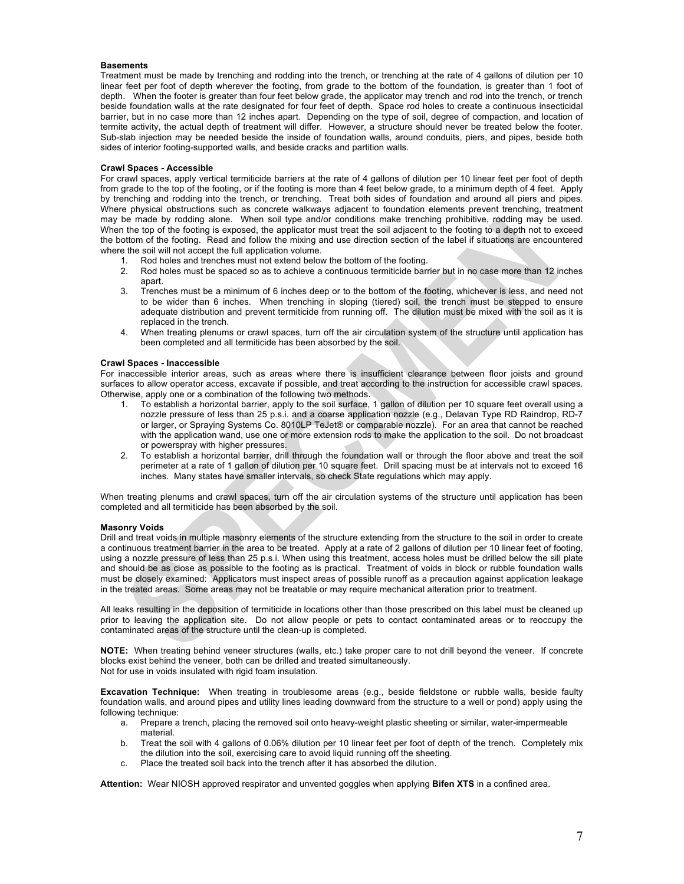**Basements**

Treatment must be made by trenching and rodding into the trench, or trenching at the rate of 4 gallons of dilution per 10 linear feet per foot of depth wherever the footing, from grade to the bottom of the foundation, is greater than 1 foot of depth. When the footer is greater than four feet below grade, the applicator may trench and rod into the trench, or trench beside foundation walls at the rate designated for four feet of depth. Space rod holes to create a continuous insecticidal barrier, but in no case more than 12 inches apart. Depending on the type of soil, degree of compaction, and location of termite activity, the actual depth of treatment will differ. However, a structure should never be treated below the footer. Sub-slab injection may be needed beside the inside of foundation walls, around conduits, piers, and pipes, beside both sides of interior footing-supported walls, and beside cracks and partition walls.

**Crawl Spaces - Accessible**

For crawl spaces, apply vertical termiticide barriers at the rate of 4 gallons of dilution per 10 linear feet per foot of depth from grade to the top of the footing, or if the footing is more than 4 feet below grade, to a minimum depth of 4 feet. Apply by trenching and rodding into the trench, or trenching. Treat both sides of foundation and around all piers and pipes. Where physical obstructions such as concrete walkways adjacent to foundation elements prevent trenching, treatment may be made by rodding alone. When soil type and/or conditions make trenching prohibitive, rodding may be used. When the top of the footing is exposed, the applicator must treat the soil adjacent to the footing to a depth not to exceed the bottom of the footing. Read and follow the mixing and use direction section of the label if situations are encountered where the soil will not accept the full application volume.

1. Rod holes and trenches must not extend below the bottom of the footing.
2. Rod holes must be spaced so as to achieve a continuous termiticide barrier but in no case more than 12 inches apart.
3. Trenches must be a minimum of 6 inches deep or to the bottom of the footing, whichever is less, and need not to be wider than 6 inches. When trenching in sloping (tiered) soil, the trench must be stepped to ensure adequate distribution and prevent termiticide from running off. The dilution must be mixed with the soil as it is replaced in the trench.
4. When treating plenums or crawl spaces, turn off the air circulation system of the structure until application has been completed and all termiticide has been absorbed by the soil.

**Crawl Spaces - Inaccessible**

For inaccessible interior areas, such as areas where there is insufficient clearance between floor joists and ground surfaces to allow operator access, excavate if possible, and treat according to the instruction for accessible crawl spaces. Otherwise, apply one or a combination of the following two methods.

1. To establish a horizontal barrier, apply to the soil surface, 1 gallon of dilution per 10 square feet overall using a nozzle pressure of less than 25 p.s.i. and a coarse application nozzle (e.g., Delavan Type RD Raindrop, RD-7 or larger, or Spraying Systems Co. 8010LP TeJet® or comparable nozzle). For an area that cannot be reached with the application wand, use one or more extension rods to make the application to the soil. Do not broadcast or powerspray with higher pressures.
2. To establish a horizontal barrier, drill through the foundation wall or through the floor above and treat the soil perimeter at a rate of 1 gallon of dilution per 10 square feet. Drill spacing must be at intervals not to exceed 16 inches. Many states have smaller intervals, so check State regulations which may apply.

When treating plenums and crawl spaces, turn off the air circulation systems of the structure until application has been completed and all termiticide has been absorbed by the soil.

**Masonry Voids**

Drill and treat voids in multiple masonry elements of the structure extending from the structure to the soil in order to create a continuous treatment barrier in the area to be treated. Apply at a rate of 2 gallons of dilution per 10 linear feet of footing, using a nozzle pressure of less than 25 p.s.i. When using this treatment, access holes must be drilled below the sill plate and should be as close as possible to the footing as is practical. Treatment of voids in block or rubble foundation walls must be closely examined: Applicators must inspect areas of possible runoff as a precaution against application leakage in the treated areas. Some areas may not be treatable or may require mechanical alteration prior to treatment.

All leaks resulting in the deposition of termiticide in locations other than those prescribed on this label must be cleaned up prior to leaving the application site. Do not allow people or pets to contact contaminated areas or to reoccupy the contaminated areas of the structure until the clean-up is completed.

**NOTE:** When treating behind veneer structures (walls, etc.) take proper care to not drill beyond the veneer. If concrete blocks exist behind the veneer, both can be drilled and treated simultaneously.
Not for use in voids insulated with rigid foam insulation.

**Excavation Technique:** When treating in troublesome areas (e.g., beside fieldstone or rubble walls, beside faulty foundation walls, and around pipes and utility lines leading downward from the structure to a well or pond) apply using the following technique:

a. Prepare a trench, placing the removed soil onto heavy-weight plastic sheeting or similar, water-impermeable material.
b. Treat the soil with 4 gallons of 0.06% dilution per 10 linear feet per foot of depth of the trench. Completely mix the dilution into the soil, exercising care to avoid liquid running off the sheeting.
c. Place the treated soil back into the trench after it has absorbed the dilution.

**Attention:** Wear NIOSH approved respirator and unvented goggles when applying **Bifen XTS** in a confined area.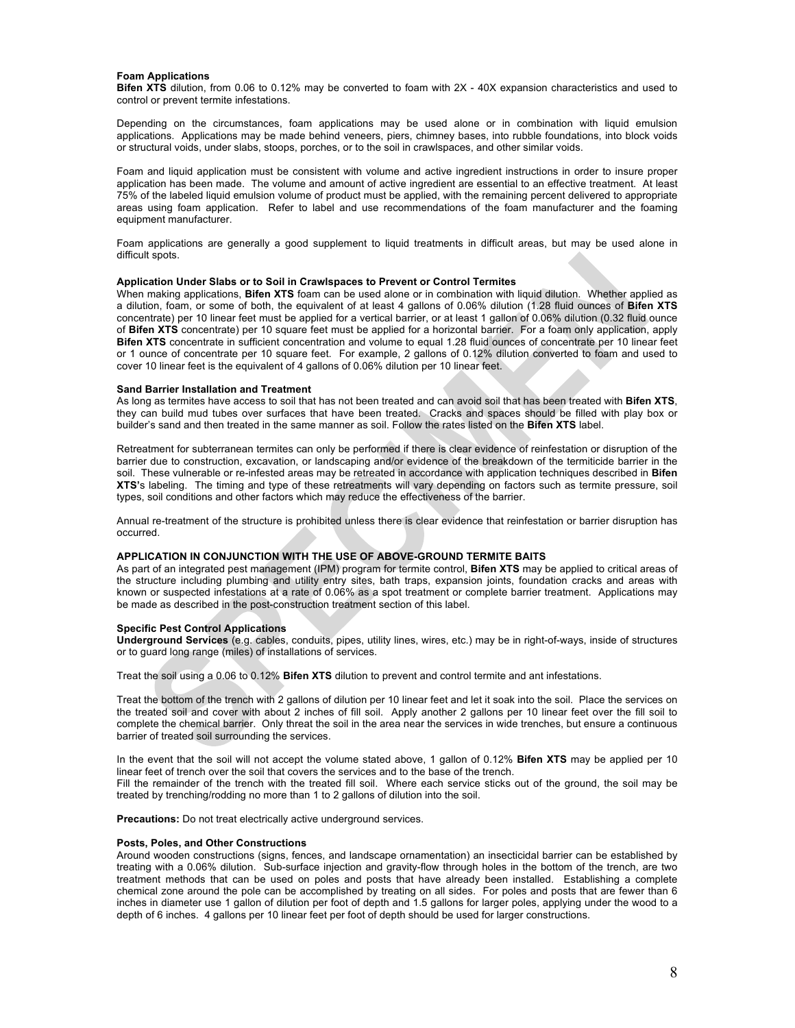**Foam Applications**
**Bifen XTS** dilution, from 0.06 to 0.12% may be converted to foam with 2X - 40X expansion characteristics and used to control or prevent termite infestations.

Depending on the circumstances, foam applications may be used alone or in combination with liquid emulsion applications. Applications may be made behind veneers, piers, chimney bases, into rubble foundations, into block voids or structural voids, under slabs, stoops, porches, or to the soil in crawlspaces, and other similar voids.

Foam and liquid application must be consistent with volume and active ingredient instructions in order to insure proper application has been made. The volume and amount of active ingredient are essential to an effective treatment. At least 75% of the labeled liquid emulsion volume of product must be applied, with the remaining percent delivered to appropriate areas using foam application. Refer to label and use recommendations of the foam manufacturer and the foaming equipment manufacturer.

Foam applications are generally a good supplement to liquid treatments in difficult areas, but may be used alone in difficult spots.

**Application Under Slabs or to Soil in Crawlspaces to Prevent or Control Termites**
When making applications, **Bifen XTS** foam can be used alone or in combination with liquid dilution. Whether applied as a dilution, foam, or some of both, the equivalent of at least 4 gallons of 0.06% dilution (1.28 fluid ounces of **Bifen XTS** concentrate) per 10 linear feet must be applied for a vertical barrier, or at least 1 gallon of 0.06% dilution (0.32 fluid ounce of **Bifen XTS** concentrate) per 10 square feet must be applied for a horizontal barrier. For a foam only application, apply **Bifen XTS** concentrate in sufficient concentration and volume to equal 1.28 fluid ounces of concentrate per 10 linear feet or 1 ounce of concentrate per 10 square feet. For example, 2 gallons of 0.12% dilution converted to foam and used to cover 10 linear feet is the equivalent of 4 gallons of 0.06% dilution per 10 linear feet.

**Sand Barrier Installation and Treatment**
As long as termites have access to soil that has not been treated and can avoid soil that has been treated with **Bifen XTS**, they can build mud tubes over surfaces that have been treated. Cracks and spaces should be filled with play box or builder's sand and then treated in the same manner as soil. Follow the rates listed on the **Bifen XTS** label.

Retreatment for subterranean termites can only be performed if there is clear evidence of reinfestation or disruption of the barrier due to construction, excavation, or landscaping and/or evidence of the breakdown of the termiticide barrier in the soil. These vulnerable or re-infested areas may be retreated in accordance with application techniques described in **Bifen XTS**'s labeling. The timing and type of these retreatments will vary depending on factors such as termite pressure, soil types, soil conditions and other factors which may reduce the effectiveness of the barrier.

Annual re-treatment of the structure is prohibited unless there is clear evidence that reinfestation or barrier disruption has occurred.

**APPLICATION IN CONJUNCTION WITH THE USE OF ABOVE-GROUND TERMITE BAITS**
As part of an integrated pest management (IPM) program for termite control, **Bifen XTS** may be applied to critical areas of the structure including plumbing and utility entry sites, bath traps, expansion joints, foundation cracks and areas with known or suspected infestations at a rate of 0.06% as a spot treatment or complete barrier treatment. Applications may be made as described in the post-construction treatment section of this label.

**Specific Pest Control Applications**
**Underground Services** (e.g. cables, conduits, pipes, utility lines, wires, etc.) may be in right-of-ways, inside of structures or to guard long range (miles) of installations of services.

Treat the soil using a 0.06 to 0.12% **Bifen XTS** dilution to prevent and control termite and ant infestations.

Treat the bottom of the trench with 2 gallons of dilution per 10 linear feet and let it soak into the soil. Place the services on the treated soil and cover with about 2 inches of fill soil. Apply another 2 gallons per 10 linear feet over the fill soil to complete the chemical barrier. Only threat the soil in the area near the services in wide trenches, but ensure a continuous barrier of treated soil surrounding the services.

In the event that the soil will not accept the volume stated above, 1 gallon of 0.12% **Bifen XTS** may be applied per 10 linear feet of trench over the soil that covers the services and to the base of the trench.
Fill the remainder of the trench with the treated fill soil. Where each service sticks out of the ground, the soil may be treated by trenching/rodding no more than 1 to 2 gallons of dilution into the soil.

**Precautions:** Do not treat electrically active underground services.

**Posts, Poles, and Other Constructions**
Around wooden constructions (signs, fences, and landscape ornamentation) an insecticidal barrier can be established by treating with a 0.06% dilution. Sub-surface injection and gravity-flow through holes in the bottom of the trench, are two treatment methods that can be used on poles and posts that have already been installed. Establishing a complete chemical zone around the pole can be accomplished by treating on all sides. For poles and posts that are fewer than 6 inches in diameter use 1 gallon of dilution per foot of depth and 1.5 gallons for larger poles, applying under the wood to a depth of 6 inches. 4 gallons per 10 linear feet per foot of depth should be used for larger constructions.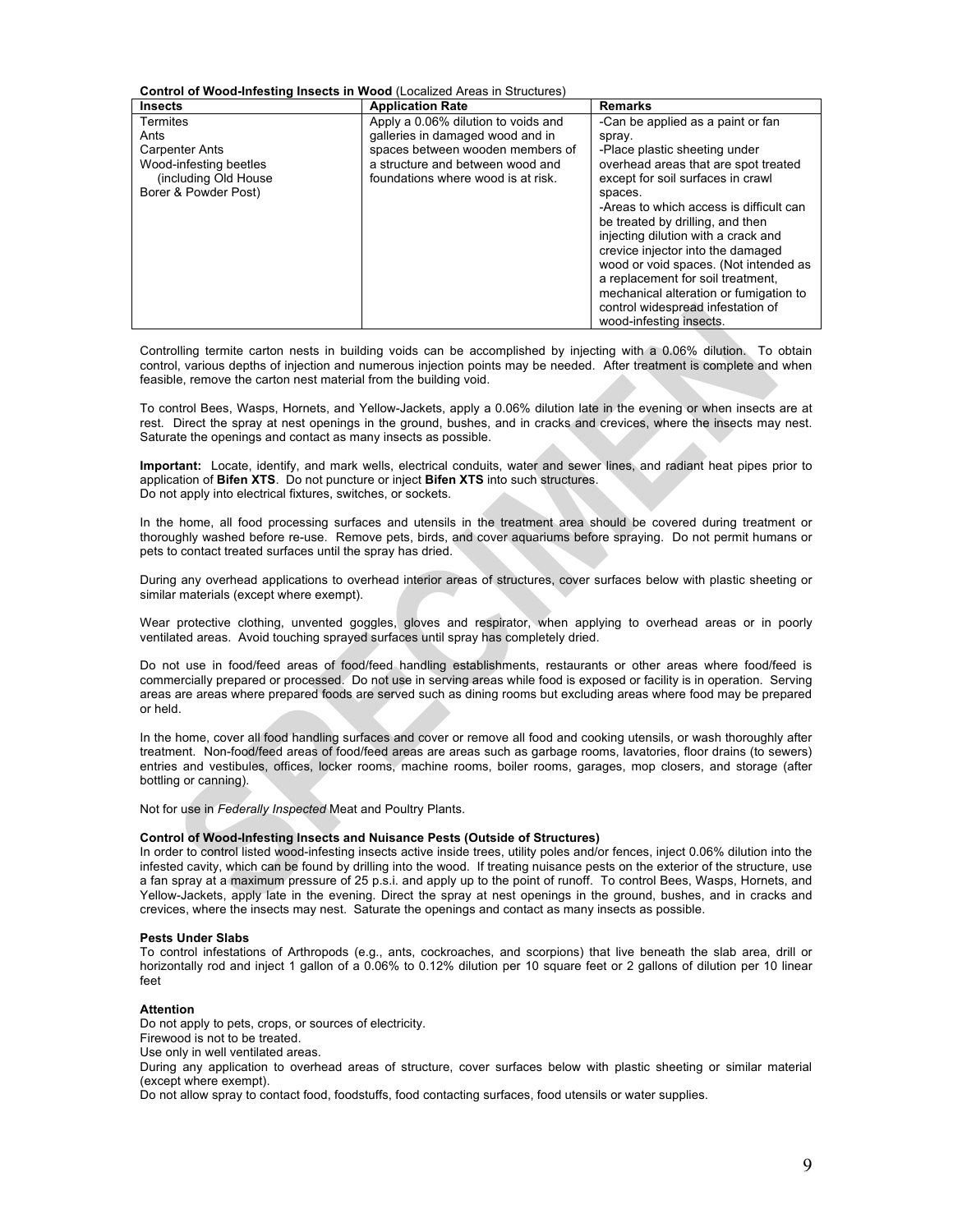**Control of Wood-Infesting Insects in Wood** (Localized Areas in Structures)

| Insects | Application Rate | Remarks |
|---|---|---|
| Termites<br>Ants<br>Carpenter Ants<br>Wood-infesting beetles (including Old House Borer & Powder Post) | Apply a 0.06% dilution to voids and galleries in damaged wood and in spaces between wooden members of a structure and between wood and foundations where wood is at risk. | -Can be applied as a paint or fan spray.<br>-Place plastic sheeting under overhead areas that are spot treated except for soil surfaces in crawl spaces.<br>-Areas to which access is difficult can be treated by drilling, and then injecting dilution with a crack and crevice injector into the damaged wood or void spaces. (Not intended as a replacement for soil treatment, mechanical alteration or fumigation to control widespread infestation of wood-infesting insects. |

Controlling termite carton nests in building voids can be accomplished by injecting with a 0.06% dilution. To obtain control, various depths of injection and numerous injection points may be needed. After treatment is complete and when feasible, remove the carton nest material from the building void.

To control Bees, Wasps, Hornets, and Yellow-Jackets, apply a 0.06% dilution late in the evening or when insects are at rest. Direct the spray at nest openings in the ground, bushes, and in cracks and crevices, where the insects may nest. Saturate the openings and contact as many insects as possible.

**Important:** Locate, identify, and mark wells, electrical conduits, water and sewer lines, and radiant heat pipes prior to application of **Bifen XTS**. Do not puncture or inject **Bifen XTS** into such structures.
Do not apply into electrical fixtures, switches, or sockets.

In the home, all food processing surfaces and utensils in the treatment area should be covered during treatment or thoroughly washed before re-use. Remove pets, birds, and cover aquariums before spraying. Do not permit humans or pets to contact treated surfaces until the spray has dried.

During any overhead applications to overhead interior areas of structures, cover surfaces below with plastic sheeting or similar materials (except where exempt).

Wear protective clothing, unvented goggles, gloves and respirator, when applying to overhead areas or in poorly ventilated areas. Avoid touching sprayed surfaces until spray has completely dried.

Do not use in food/feed areas of food/feed handling establishments, restaurants or other areas where food/feed is commercially prepared or processed. Do not use in serving areas while food is exposed or facility is in operation. Serving areas are areas where prepared foods are served such as dining rooms but excluding areas where food may be prepared or held.

In the home, cover all food handling surfaces and cover or remove all food and cooking utensils, or wash thoroughly after treatment. Non-food/feed areas of food/feed areas are areas such as garbage rooms, lavatories, floor drains (to sewers) entries and vestibules, offices, locker rooms, machine rooms, boiler rooms, garages, mop closers, and storage (after bottling or canning).

Not for use in *Federally Inspected* Meat and Poultry Plants.

**Control of Wood-Infesting Insects and Nuisance Pests (Outside of Structures)**
In order to control listed wood-infesting insects active inside trees, utility poles and/or fences, inject 0.06% dilution into the infested cavity, which can be found by drilling into the wood. If treating nuisance pests on the exterior of the structure, use a fan spray at a maximum pressure of 25 p.s.i. and apply up to the point of runoff. To control Bees, Wasps, Hornets, and Yellow-Jackets, apply late in the evening. Direct the spray at nest openings in the ground, bushes, and in cracks and crevices, where the insects may nest. Saturate the openings and contact as many insects as possible.

**Pests Under Slabs**
To control infestations of Arthropods (e.g., ants, cockroaches, and scorpions) that live beneath the slab area, drill or horizontally rod and inject 1 gallon of a 0.06% to 0.12% dilution per 10 square feet or 2 gallons of dilution per 10 linear feet

**Attention**
Do not apply to pets, crops, or sources of electricity.
Firewood is not to be treated.
Use only in well ventilated areas.
During any application to overhead areas of structure, cover surfaces below with plastic sheeting or similar material (except where exempt).
Do not allow spray to contact food, foodstuffs, food contacting surfaces, food utensils or water supplies.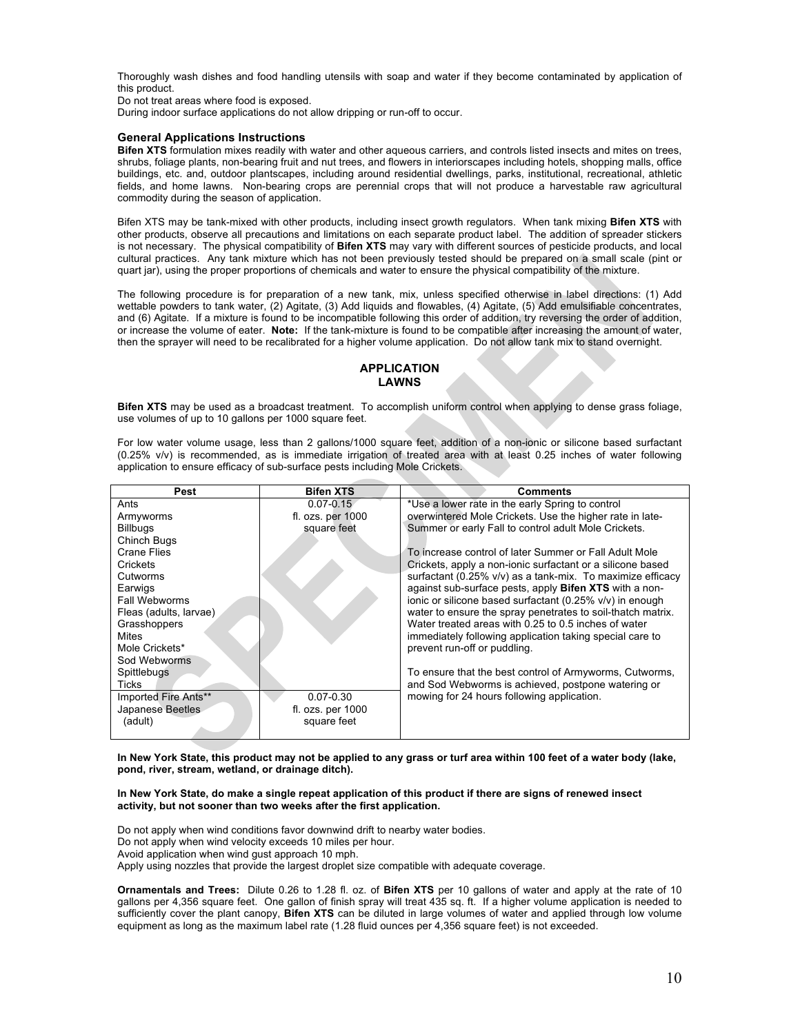Thoroughly wash dishes and food handling utensils with soap and water if they become contaminated by application of this product.

Do not treat areas where food is exposed.

During indoor surface applications do not allow dripping or run-off to occur.

### General Applications Instructions

**Bifen XTS** formulation mixes readily with water and other aqueous carriers, and controls listed insects and mites on trees, shrubs, foliage plants, non-bearing fruit and nut trees, and flowers in interiorscapes including hotels, shopping malls, office buildings, etc. and, outdoor plantscapes, including around residential dwellings, parks, institutional, recreational, athletic fields, and home lawns. Non-bearing crops are perennial crops that will not produce a harvestable raw agricultural commodity during the season of application.

Bifen XTS may be tank-mixed with other products, including insect growth regulators. When tank mixing **Bifen XTS** with other products, observe all precautions and limitations on each separate product label. The addition of spreader stickers is not necessary. The physical compatibility of **Bifen XTS** may vary with different sources of pesticide products, and local cultural practices. Any tank mixture which has not been previously tested should be prepared on a small scale (pint or quart jar), using the proper proportions of chemicals and water to ensure the physical compatibility of the mixture.

The following procedure is for preparation of a new tank, mix, unless specified otherwise in label directions: (1) Add wettable powders to tank water, (2) Agitate, (3) Add liquids and flowables, (4) Agitate, (5) Add emulsifiable concentrates, and (6) Agitate. If a mixture is found to be incompatible following this order of addition, try reversing the order of addition, or increase the volume of eater. **Note:** If the tank-mixture is found to be compatible after increasing the amount of water, then the sprayer will need to be recalibrated for a higher volume application. Do not allow tank mix to stand overnight.

## APPLICATION
## LAWNS

**Bifen XTS** may be used as a broadcast treatment. To accomplish uniform control when applying to dense grass foliage, use volumes of up to 10 gallons per 1000 square feet.

For low water volume usage, less than 2 gallons/1000 square feet, addition of a non-ionic or silicone based surfactant (0.25% v/v) is recommended, as is immediate irrigation of treated area with at least 0.25 inches of water following application to ensure efficacy of sub-surface pests including Mole Crickets.

| Pest | Bifen XTS | Comments |
|---|---|---|
| Ants<br>Armyworms<br>Billbugs<br>Chinch Bugs<br>Crane Flies<br>Crickets<br>Cutworms<br>Earwigs<br>Fall Webworms<br>Fleas (adults, larvae)<br>Grasshoppers<br>Mites<br>Mole Crickets*<br>Sod Webworms<br>Spittlebugs<br>Ticks | 0.07-0.15 fl. ozs. per 1000 square feet | *Use a lower rate in the early Spring to control overwintered Mole Crickets. Use the higher rate in late-Summer or early Fall to control adult Mole Crickets.<br><br>To increase control of later Summer or Fall Adult Mole Crickets, apply a non-ionic surfactant or a silicone based surfactant (0.25% v/v) as a tank-mix. To maximize efficacy against sub-surface pests, apply **Bifen XTS** with a non-ionic or silicone based surfactant (0.25% v/v) in enough water to ensure the spray penetrates to soil-thatch matrix. Water treated areas with 0.25 to 0.5 inches of water immediately following application taking special care to prevent run-off or puddling.<br><br>To ensure that the best control of Armyworms, Cutworms, and Sod Webworms is achieved, postpone watering or mowing for 24 hours following application. |
| Imported Fire Ants**<br>Japanese Beetles (adult) | 0.07-0.30 fl. ozs. per 1000 square feet | |

**In New York State, this product may not be applied to any grass or turf area within 100 feet of a water body (lake, pond, river, stream, wetland, or drainage ditch).**

**In New York State, do make a single repeat application of this product if there are signs of renewed insect activity, but not sooner than two weeks after the first application.**

Do not apply when wind conditions favor downwind drift to nearby water bodies.
Do not apply when wind velocity exceeds 10 miles per hour.
Avoid application when wind gust approach 10 mph.
Apply using nozzles that provide the largest droplet size compatible with adequate coverage.

**Ornamentals and Trees:** Dilute 0.26 to 1.28 fl. oz. of **Bifen XTS** per 10 gallons of water and apply at the rate of 10 gallons per 4,356 square feet. One gallon of finish spray will treat 435 sq. ft. If a higher volume application is needed to sufficiently cover the plant canopy, **Bifen XTS** can be diluted in large volumes of water and applied through low volume equipment as long as the maximum label rate (1.28 fluid ounces per 4,356 square feet) is not exceeded.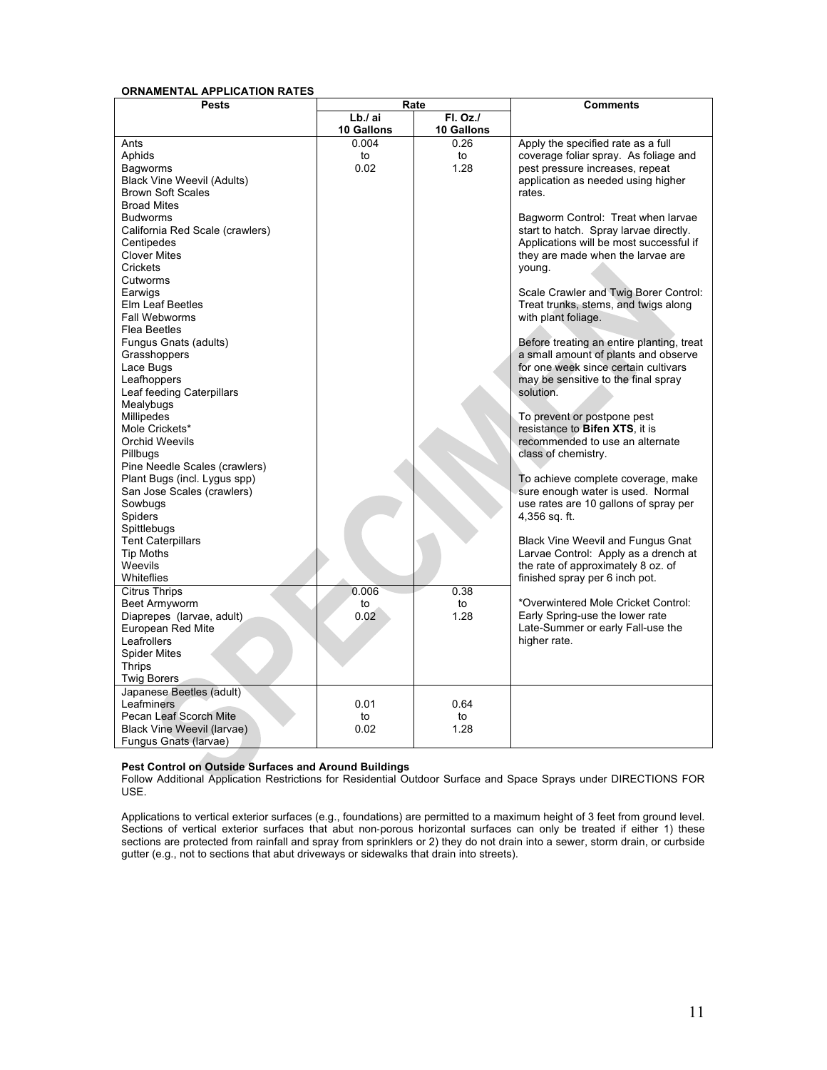**ORNAMENTAL APPLICATION RATES**

| Pests | Rate | | Comments |
|---|---|---|---|
| | Lb./ ai 10 Gallons | Fl. Oz./ 10 Gallons | |
| Ants<br>Aphids<br>Bagworms<br>Black Vine Weevil (Adults)<br>Brown Soft Scales<br>Broad Mites<br>Budworms<br>California Red Scale (crawlers)<br>Centipedes<br>Clover Mites<br>Crickets<br>Cutworms<br>Earwigs<br>Elm Leaf Beetles<br>Fall Webworms<br>Flea Beetles<br>Fungus Gnats (adults)<br>Grasshoppers<br>Lace Bugs<br>Leafhoppers<br>Leaf feeding Caterpillars<br>Mealybugs<br>Millipedes<br>Mole Crickets*<br>Orchid Weevils<br>Pillbugs<br>Pine Needle Scales (crawlers)<br>Plant Bugs (incl. Lygus spp)<br>San Jose Scales (crawlers)<br>Sowbugs<br>Spiders<br>Spittlebugs<br>Tent Caterpillars<br>Tip Moths<br>Weevils<br>Whiteflies | 0.004<br>to<br>0.02 | 0.26<br>to<br>1.28 | Apply the specified rate as a full coverage foliar spray. As foliage and pest pressure increases, repeat application as needed using higher rates.<br><br>Bagworm Control: Treat when larvae start to hatch. Spray larvae directly. Applications will be most successful if they are made when the larvae are young.<br><br>Scale Crawler and Twig Borer Control: Treat trunks, stems, and twigs along with plant foliage.<br><br>Before treating an entire planting, treat a small amount of plants and observe for one week since certain cultivars may be sensitive to the final spray solution.<br><br>To prevent or postpone pest resistance to **Bifen XTS**, it is recommended to use an alternate class of chemistry.<br><br>To achieve complete coverage, make sure enough water is used. Normal use rates are 10 gallons of spray per 4,356 sq. ft.<br><br>Black Vine Weevil and Fungus Gnat Larvae Control: Apply as a drench at the rate of approximately 8 oz. of finished spray per 6 inch pot. |
| Citrus Thrips<br>Beet Armyworm<br>Diaprepes (larvae, adult)<br>European Red Mite<br>Leafrollers<br>Spider Mites<br>Thrips<br>Twig Borers | 0.006<br>to<br>0.02 | 0.38<br>to<br>1.28 | *Overwintered Mole Cricket Control: Early Spring-use the lower rate Late-Summer or early Fall-use the higher rate. |
| Japanese Beetles (adult)<br>Leafminers<br>Pecan Leaf Scorch Mite<br>Black Vine Weevil (larvae)<br>Fungus Gnats (larvae) | 0.01<br>to<br>0.02 | 0.64<br>to<br>1.28 | |

**Pest Control on Outside Surfaces and Around Buildings**

Follow Additional Application Restrictions for Residential Outdoor Surface and Space Sprays under DIRECTIONS FOR USE.

Applications to vertical exterior surfaces (e.g., foundations) are permitted to a maximum height of 3 feet from ground level. Sections of vertical exterior surfaces that abut non-porous horizontal surfaces can only be treated if either 1) these sections are protected from rainfall and spray from sprinklers or 2) they do not drain into a sewer, storm drain, or curbside gutter (e.g., not to sections that abut driveways or sidewalks that drain into streets).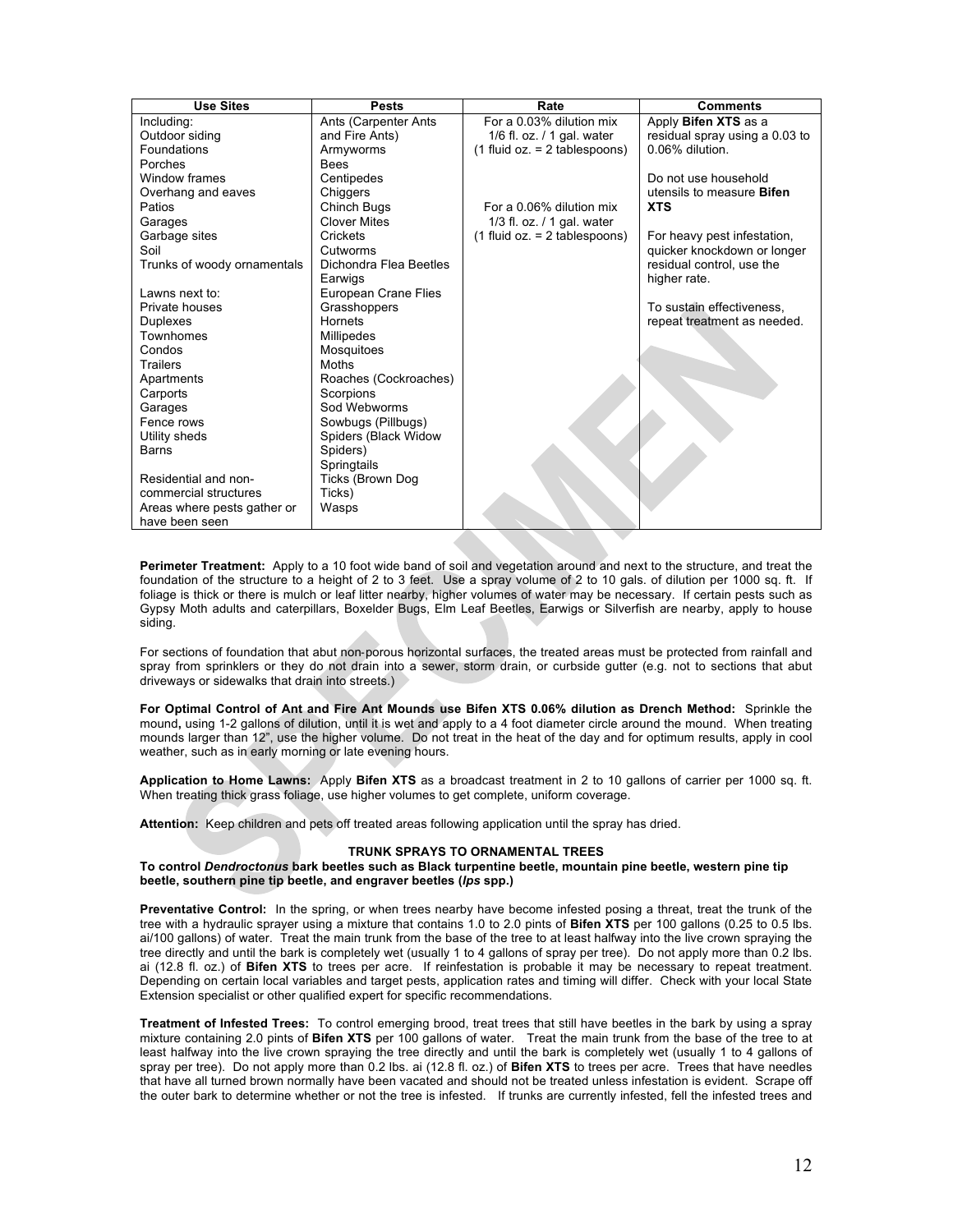| Use Sites | Pests | Rate | Comments |
|---|---|---|---|
| Including:<br>Outdoor siding<br>Foundations<br>Porches<br>Window frames<br>Overhang and eaves<br>Patios<br>Garages<br>Garbage sites<br>Soil<br>Trunks of woody ornamentals<br><br>Lawns next to:<br>Private houses<br>Duplexes<br>Townhomes<br>Condos<br>Trailers<br>Apartments<br>Carports<br>Garages<br>Fence rows<br>Utility sheds<br>Barns<br><br>Residential and non-commercial structures<br>Areas where pests gather or have been seen | Ants (Carpenter Ants and Fire Ants)<br>Armyworms<br>Bees<br>Centipedes<br>Chiggers<br>Chinch Bugs<br>Clover Mites<br>Crickets<br>Cutworms<br>Dichondra Flea Beetles<br>Earwigs<br>European Crane Flies<br>Grasshoppers<br>Hornets<br>Millipedes<br>Mosquitoes<br>Moths<br>Roaches (Cockroaches)<br>Scorpions<br>Sod Webworms<br>Sowbugs (Pillbugs)<br>Spiders (Black Widow Spiders)<br>Springtails<br>Ticks (Brown Dog Ticks)<br>Wasps | For a 0.03% dilution mix 1/6 fl. oz. / 1 gal. water (1 fluid oz. = 2 tablespoons)<br><br>For a 0.06% dilution mix 1/3 fl. oz. / 1 gal. water (1 fluid oz. = 2 tablespoons) | Apply **Bifen XTS** as a residual spray using a 0.03 to 0.06% dilution.<br><br>Do not use household utensils to measure **Bifen XTS**<br><br>For heavy pest infestation, quicker knockdown or longer residual control, use the higher rate.<br><br>To sustain effectiveness, repeat treatment as needed. |

**Perimeter Treatment:** Apply to a 10 foot wide band of soil and vegetation around and next to the structure, and treat the foundation of the structure to a height of 2 to 3 feet. Use a spray volume of 2 to 10 gals. of dilution per 1000 sq. ft. If foliage is thick or there is mulch or leaf litter nearby, higher volumes of water may be necessary. If certain pests such as Gypsy Moth adults and caterpillars, Boxelder Bugs, Elm Leaf Beetles, Earwigs or Silverfish are nearby, apply to house siding.

For sections of foundation that abut non-porous horizontal surfaces, the treated areas must be protected from rainfall and spray from sprinklers or they do not drain into a sewer, storm drain, or curbside gutter (e.g. not to sections that abut driveways or sidewalks that drain into streets.)

**For Optimal Control of Ant and Fire Ant Mounds use Bifen XTS 0.06% dilution as Drench Method:** Sprinkle the mound**,** using 1-2 gallons of dilution, until it is wet and apply to a 4 foot diameter circle around the mound. When treating mounds larger than 12", use the higher volume. Do not treat in the heat of the day and for optimum results, apply in cool weather, such as in early morning or late evening hours.

**Application to Home Lawns:** Apply **Bifen XTS** as a broadcast treatment in 2 to 10 gallons of carrier per 1000 sq. ft. When treating thick grass foliage, use higher volumes to get complete, uniform coverage.

**Attention:** Keep children and pets off treated areas following application until the spray has dried.

**TRUNK SPRAYS TO ORNAMENTAL TREES**

**To control *Dendroctonus* bark beetles such as Black turpentine beetle, mountain pine beetle, western pine tip beetle, southern pine tip beetle, and engraver beetles (*Ips* spp.)**

**Preventative Control:** In the spring, or when trees nearby have become infested posing a threat, treat the trunk of the tree with a hydraulic sprayer using a mixture that contains 1.0 to 2.0 pints of **Bifen XTS** per 100 gallons (0.25 to 0.5 lbs. ai/100 gallons) of water. Treat the main trunk from the base of the tree to at least halfway into the live crown spraying the tree directly and until the bark is completely wet (usually 1 to 4 gallons of spray per tree). Do not apply more than 0.2 lbs. ai (12.8 fl. oz.) of **Bifen XTS** to trees per acre. If reinfestation is probable it may be necessary to repeat treatment. Depending on certain local variables and target pests, application rates and timing will differ. Check with your local State Extension specialist or other qualified expert for specific recommendations.

**Treatment of Infested Trees:** To control emerging brood, treat trees that still have beetles in the bark by using a spray mixture containing 2.0 pints of **Bifen XTS** per 100 gallons of water. Treat the main trunk from the base of the tree to at least halfway into the live crown spraying the tree directly and until the bark is completely wet (usually 1 to 4 gallons of spray per tree). Do not apply more than 0.2 lbs. ai (12.8 fl. oz.) of **Bifen XTS** to trees per acre. Trees that have needles that have all turned brown normally have been vacated and should not be treated unless infestation is evident. Scrape off the outer bark to determine whether or not the tree is infested. If trunks are currently infested, fell the infested trees and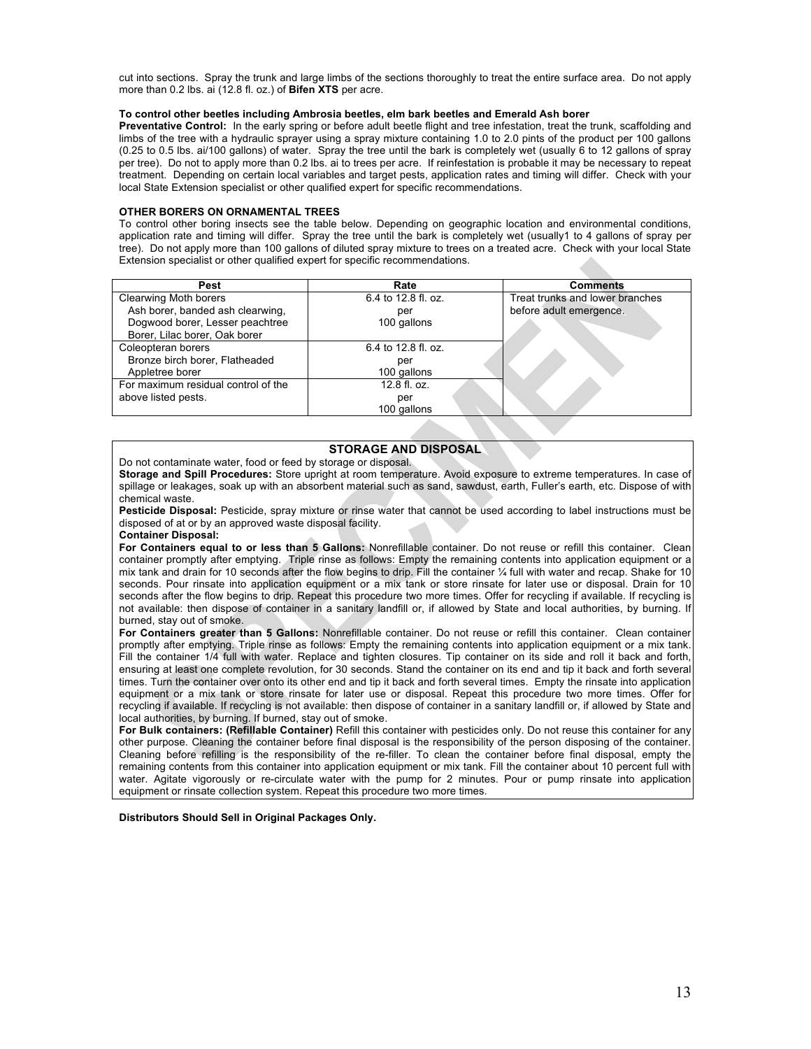cut into sections. Spray the trunk and large limbs of the sections thoroughly to treat the entire surface area. Do not apply more than 0.2 lbs. ai (12.8 fl. oz.) of **Bifen XTS** per acre.

**To control other beetles including Ambrosia beetles, elm bark beetles and Emerald Ash borer**

**Preventative Control:** In the early spring or before adult beetle flight and tree infestation, treat the trunk, scaffolding and limbs of the tree with a hydraulic sprayer using a spray mixture containing 1.0 to 2.0 pints of the product per 100 gallons (0.25 to 0.5 lbs. ai/100 gallons) of water. Spray the tree until the bark is completely wet (usually 6 to 12 gallons of spray per tree). Do not to apply more than 0.2 lbs. ai to trees per acre. If reinfestation is probable it may be necessary to repeat treatment. Depending on certain local variables and target pests, application rates and timing will differ. Check with your local State Extension specialist or other qualified expert for specific recommendations.

**OTHER BORERS ON ORNAMENTAL TREES**

To control other boring insects see the table below. Depending on geographic location and environmental conditions, application rate and timing will differ. Spray the tree until the bark is completely wet (usually1 to 4 gallons of spray per tree). Do not apply more than 100 gallons of diluted spray mixture to trees on a treated acre. Check with your local State Extension specialist or other qualified expert for specific recommendations.

| Pest | Rate | Comments |
|---|---|---|
| Clearwing Moth borers<br>Ash borer, banded ash clearwing, Dogwood borer, Lesser peachtree Borer, Lilac borer, Oak borer | 6.4 to 12.8 fl. oz. per 100 gallons | Treat trunks and lower branches before adult emergence. |
| Coleopteran borers<br>Bronze birch borer, Flatheaded Appletree borer | 6.4 to 12.8 fl. oz. per 100 gallons | |
| For maximum residual control of the above listed pests. | 12.8 fl. oz. per 100 gallons | |

## STORAGE AND DISPOSAL

Do not contaminate water, food or feed by storage or disposal.

**Storage and Spill Procedures:** Store upright at room temperature. Avoid exposure to extreme temperatures. In case of spillage or leakages, soak up with an absorbent material such as sand, sawdust, earth, Fuller's earth, etc. Dispose of with chemical waste.

**Pesticide Disposal:** Pesticide, spray mixture or rinse water that cannot be used according to label instructions must be disposed of at or by an approved waste disposal facility.

**Container Disposal:**

**For Containers equal to or less than 5 Gallons:** Nonrefillable container. Do not reuse or refill this container. Clean container promptly after emptying. Triple rinse as follows: Empty the remaining contents into application equipment or a mix tank and drain for 10 seconds after the flow begins to drip. Fill the container ¼ full with water and recap. Shake for 10 seconds. Pour rinsate into application equipment or a mix tank or store rinsate for later use or disposal. Drain for 10 seconds after the flow begins to drip. Repeat this procedure two more times. Offer for recycling if available. If recycling is not available: then dispose of container in a sanitary landfill or, if allowed by State and local authorities, by burning. If burned, stay out of smoke.

**For Containers greater than 5 Gallons:** Nonrefillable container. Do not reuse or refill this container. Clean container promptly after emptying. Triple rinse as follows: Empty the remaining contents into application equipment or a mix tank. Fill the container 1/4 full with water. Replace and tighten closures. Tip container on its side and roll it back and forth, ensuring at least one complete revolution, for 30 seconds. Stand the container on its end and tip it back and forth several times. Turn the container over onto its other end and tip it back and forth several times. Empty the rinsate into application equipment or a mix tank or store rinsate for later use or disposal. Repeat this procedure two more times. Offer for recycling if available. If recycling is not available: then dispose of container in a sanitary landfill or, if allowed by State and local authorities, by burning. If burned, stay out of smoke.

**For Bulk containers: (Refillable Container)** Refill this container with pesticides only. Do not reuse this container for any other purpose. Cleaning the container before final disposal is the responsibility of the person disposing of the container. Cleaning before refilling is the responsibility of the re-filler. To clean the container before final disposal, empty the remaining contents from this container into application equipment or mix tank. Fill the container about 10 percent full with water. Agitate vigorously or re-circulate water with the pump for 2 minutes. Pour or pump rinsate into application equipment or rinsate collection system. Repeat this procedure two more times.

**Distributors Should Sell in Original Packages Only.**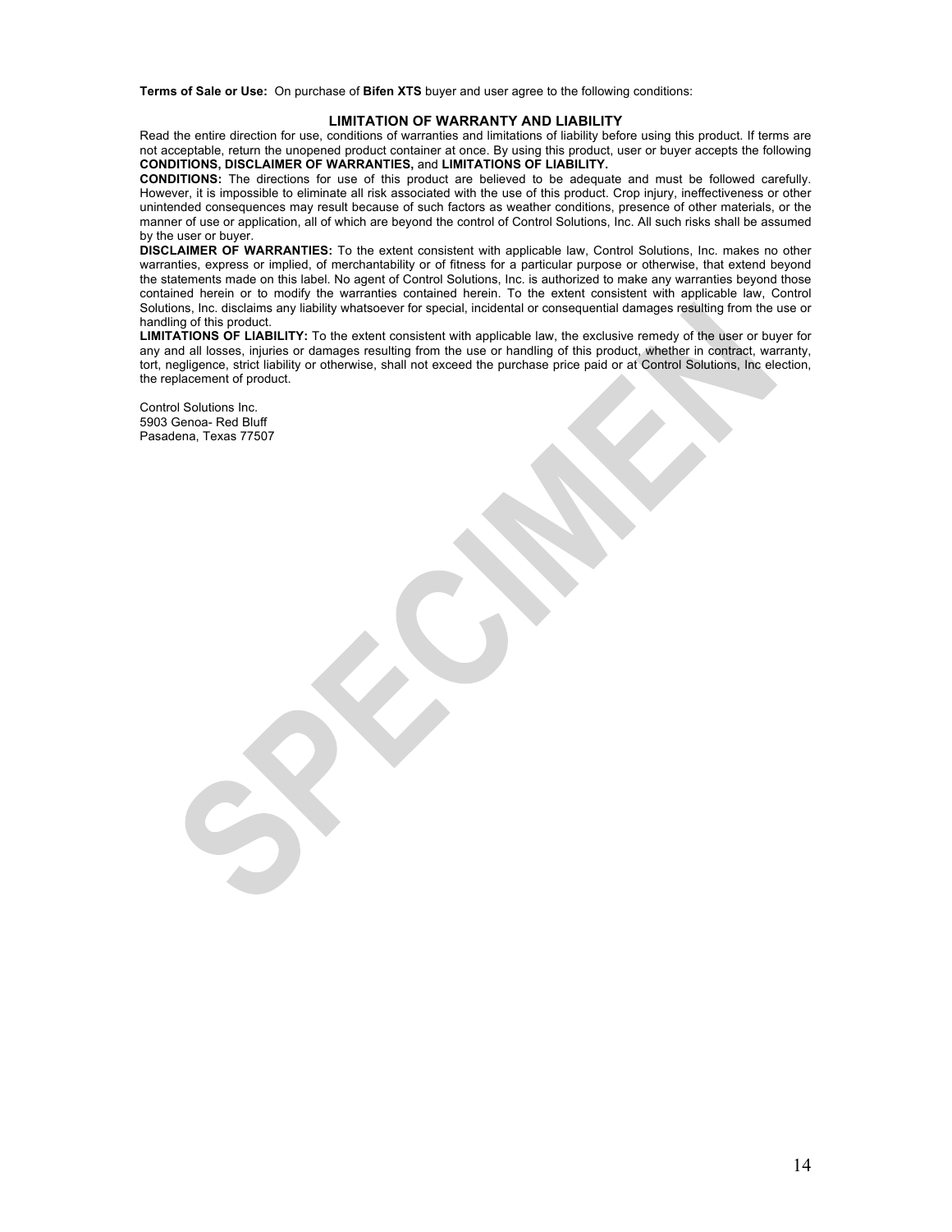**Terms of Sale or Use:** On purchase of **Bifen XTS** buyer and user agree to the following conditions:

## LIMITATION OF WARRANTY AND LIABILITY

Read the entire direction for use, conditions of warranties and limitations of liability before using this product. If terms are not acceptable, return the unopened product container at once. By using this product, user or buyer accepts the following **CONDITIONS, DISCLAIMER OF WARRANTIES,** and **LIMITATIONS OF LIABILITY.**

**CONDITIONS:** The directions for use of this product are believed to be adequate and must be followed carefully. However, it is impossible to eliminate all risk associated with the use of this product. Crop injury, ineffectiveness or other unintended consequences may result because of such factors as weather conditions, presence of other materials, or the manner of use or application, all of which are beyond the control of Control Solutions, Inc. All such risks shall be assumed by the user or buyer.

**DISCLAIMER OF WARRANTIES:** To the extent consistent with applicable law, Control Solutions, Inc. makes no other warranties, express or implied, of merchantability or of fitness for a particular purpose or otherwise, that extend beyond the statements made on this label. No agent of Control Solutions, Inc. is authorized to make any warranties beyond those contained herein or to modify the warranties contained herein. To the extent consistent with applicable law, Control Solutions, Inc. disclaims any liability whatsoever for special, incidental or consequential damages resulting from the use or handling of this product.

**LIMITATIONS OF LIABILITY:** To the extent consistent with applicable law, the exclusive remedy of the user or buyer for any and all losses, injuries or damages resulting from the use or handling of this product, whether in contract, warranty, tort, negligence, strict liability or otherwise, shall not exceed the purchase price paid or at Control Solutions, Inc election, the replacement of product.

Control Solutions Inc.
5903 Genoa- Red Bluff
Pasadena, Texas 77507